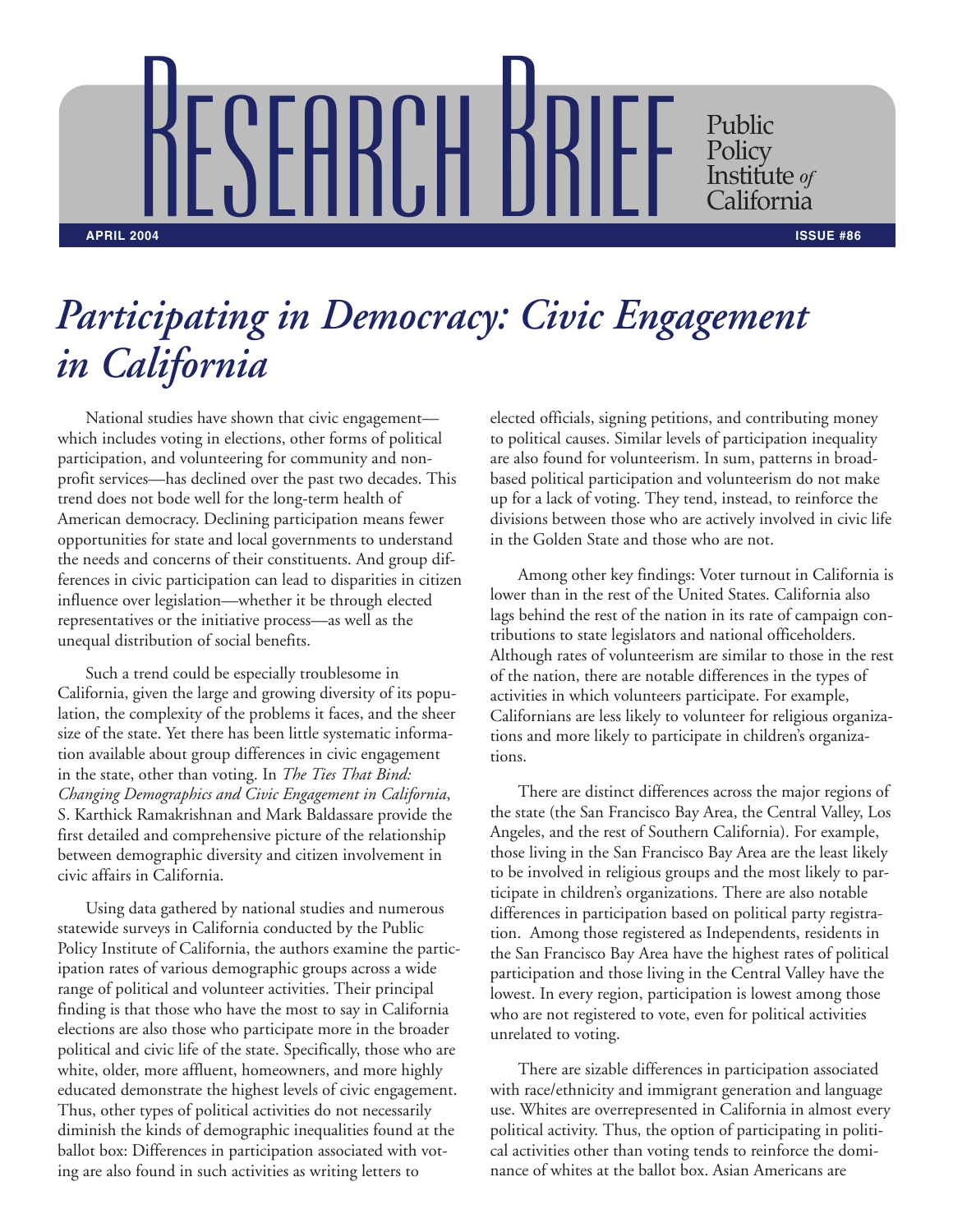# RESEARCH BRIEF

Public Policy Institute *of* California

APRIL 2004

ISSUE #86

# *Participating in Democracy: Civic Engagement in California*

National studies have shown that civic engagement—which includes voting in elections, other forms of political participation, and volunteering for community and nonprofit services—has declined over the past two decades. This trend does not bode well for the long-term health of American democracy. Declining participation means fewer opportunities for state and local governments to understand the needs and concerns of their constituents. And group differences in civic participation can lead to disparities in citizen influence over legislation—whether it be through elected representatives or the initiative process—as well as the unequal distribution of social benefits.

Such a trend could be especially troublesome in California, given the large and growing diversity of its population, the complexity of the problems it faces, and the sheer size of the state. Yet there has been little systematic information available about group differences in civic engagement in the state, other than voting. In *The Ties That Bind: Changing Demographics and Civic Engagement in California*, S. Karthick Ramakrishnan and Mark Baldassare provide the first detailed and comprehensive picture of the relationship between demographic diversity and citizen involvement in civic affairs in California.

Using data gathered by national studies and numerous statewide surveys in California conducted by the Public Policy Institute of California, the authors examine the participation rates of various demographic groups across a wide range of political and volunteer activities. Their principal finding is that those who have the most to say in California elections are also those who participate more in the broader political and civic life of the state. Specifically, those who are white, older, more affluent, homeowners, and more highly educated demonstrate the highest levels of civic engagement. Thus, other types of political activities do not necessarily diminish the kinds of demographic inequalities found at the ballot box: Differences in participation associated with voting are also found in such activities as writing letters to elected officials, signing petitions, and contributing money to political causes. Similar levels of participation inequality are also found for volunteerism. In sum, patterns in broad-based political participation and volunteerism do not make up for a lack of voting. They tend, instead, to reinforce the divisions between those who are actively involved in civic life in the Golden State and those who are not.

Among other key findings: Voter turnout in California is lower than in the rest of the United States. California also lags behind the rest of the nation in its rate of campaign contributions to state legislators and national officeholders. Although rates of volunteerism are similar to those in the rest of the nation, there are notable differences in the types of activities in which volunteers participate. For example, Californians are less likely to volunteer for religious organizations and more likely to participate in children's organizations.

There are distinct differences across the major regions of the state (the San Francisco Bay Area, the Central Valley, Los Angeles, and the rest of Southern California). For example, those living in the San Francisco Bay Area are the least likely to be involved in religious groups and the most likely to participate in children's organizations. There are also notable differences in participation based on political party registration. Among those registered as Independents, residents in the San Francisco Bay Area have the highest rates of political participation and those living in the Central Valley have the lowest. In every region, participation is lowest among those who are not registered to vote, even for political activities unrelated to voting.

There are sizable differences in participation associated with race/ethnicity and immigrant generation and language use. Whites are overrepresented in California in almost every political activity. Thus, the option of participating in political activities other than voting tends to reinforce the dominance of whites at the ballot box. Asian Americans are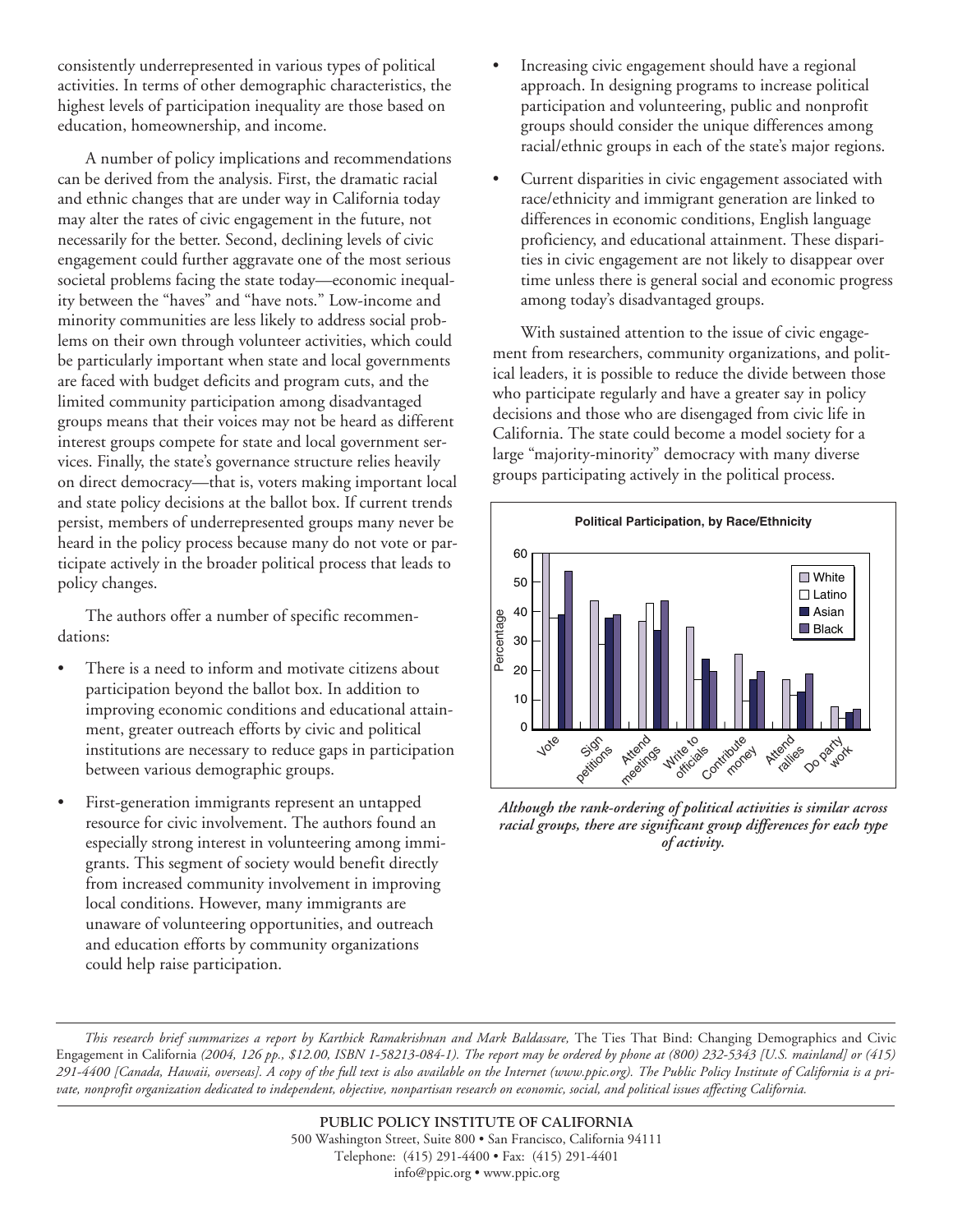consistently underrepresented in various types of political activities. In terms of other demographic characteristics, the highest levels of participation inequality are those based on education, homeownership, and income.

A number of policy implications and recommendations can be derived from the analysis. First, the dramatic racial and ethnic changes that are under way in California today may alter the rates of civic engagement in the future, not necessarily for the better. Second, declining levels of civic engagement could further aggravate one of the most serious societal problems facing the state today—economic inequality between the "haves" and "have nots." Low-income and minority communities are less likely to address social problems on their own through volunteer activities, which could be particularly important when state and local governments are faced with budget deficits and program cuts, and the limited community participation among disadvantaged groups means that their voices may not be heard as different interest groups compete for state and local government services. Finally, the state's governance structure relies heavily on direct democracy—that is, voters making important local and state policy decisions at the ballot box. If current trends persist, members of underrepresented groups many never be heard in the policy process because many do not vote or participate actively in the broader political process that leads to policy changes.

The authors offer a number of specific recommendations:

- There is a need to inform and motivate citizens about participation beyond the ballot box. In addition to improving economic conditions and educational attainment, greater outreach efforts by civic and political institutions are necessary to reduce gaps in participation between various demographic groups.
- First-generation immigrants represent an untapped resource for civic involvement. The authors found an especially strong interest in volunteering among immigrants. This segment of society would benefit directly from increased community involvement in improving local conditions. However, many immigrants are unaware of volunteering opportunities, and outreach and education efforts by community organizations could help raise participation.
- Increasing civic engagement should have a regional approach. In designing programs to increase political participation and volunteering, public and nonprofit groups should consider the unique differences among racial/ethnic groups in each of the state's major regions.
- Current disparities in civic engagement associated with race/ethnicity and immigrant generation are linked to differences in economic conditions, English language proficiency, and educational attainment. These disparities in civic engagement are not likely to disappear over time unless there is general social and economic progress among today's disadvantaged groups.

With sustained attention to the issue of civic engagement from researchers, community organizations, and political leaders, it is possible to reduce the divide between those who participate regularly and have a greater say in policy decisions and those who are disengaged from civic life in California. The state could become a model society for a large "majority-minority" democracy with many diverse groups participating actively in the political process.

**Political Participation, by Race/Ethnicity**

Percentage

0
10
20
30
40
50
60

Vote
Sign petitions
Attend meetings
Write to officials
Contribute money
Attend rallies
Do party work

White
Latino
Asian
Black

*Although the rank-ordering of political activities is similar across racial groups, there are significant group differences for each type of activity.*

---

*This research brief summarizes a report by Karthick Ramakrishnan and Mark Baldassare,* The Ties That Bind: Changing Demographics and Civic Engagement in California *(2004, 126 pp., $12.00, ISBN 1-58213-084-1). The report may be ordered by phone at (800) 232-5343 [U.S. mainland] or (415) 291-4400 [Canada, Hawaii, overseas]. A copy of the full text is also available on the Internet (www.ppic.org). The Public Policy Institute of California is a private, nonprofit organization dedicated to independent, objective, nonpartisan research on economic, social, and political issues affecting California.*

**PUBLIC POLICY INSTITUTE OF CALIFORNIA**
500 Washington Street, Suite 800 • San Francisco, California 94111
Telephone: (415) 291-4400 • Fax: (415) 291-4401
info@ppic.org • www.ppic.org